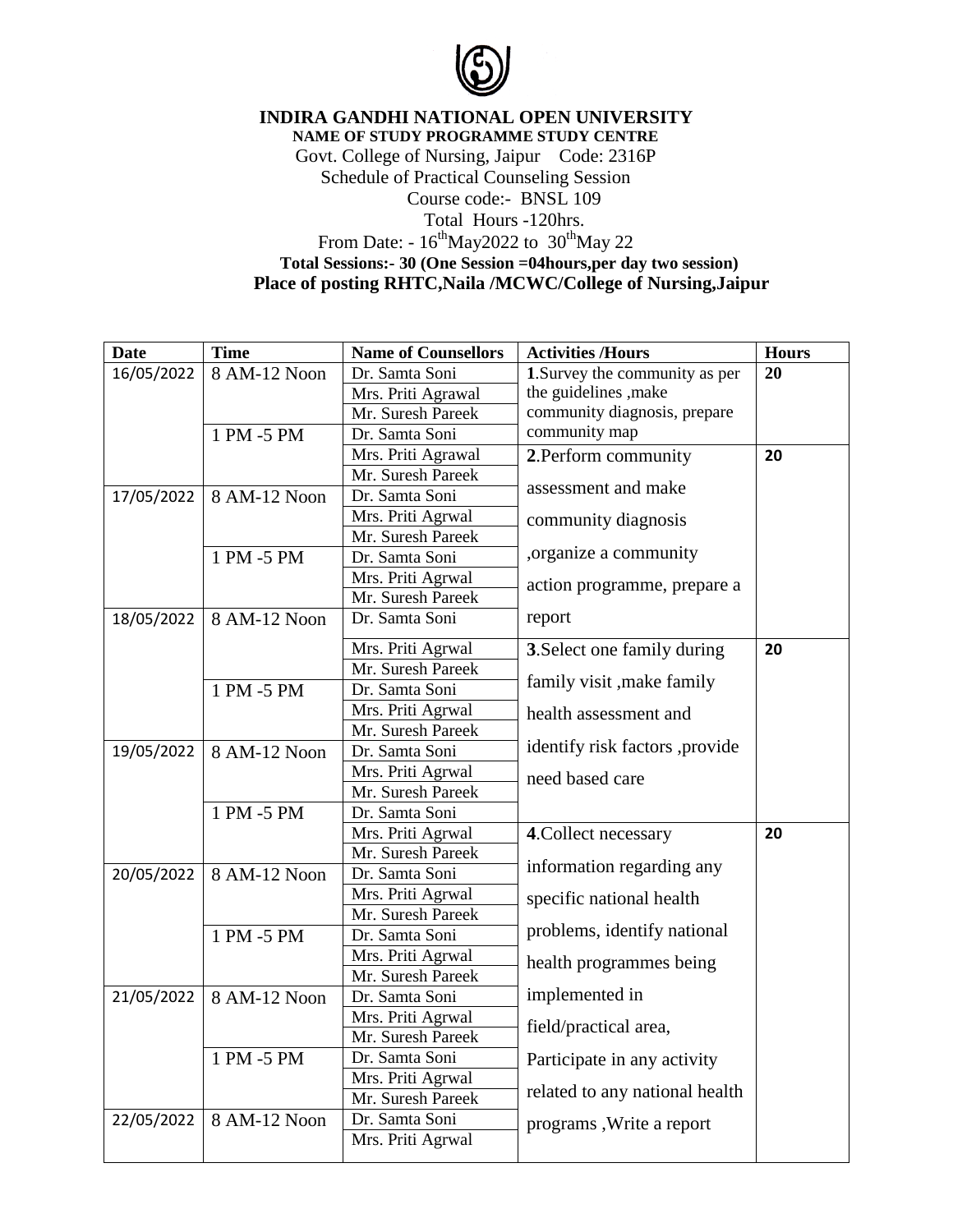# INDIRA GANDHI NATIONAL OPEN UNIVERSITY

**NAME OF STUDY PROGRAMME STUDY CENTRE**

Govt. College of Nursing, Jaipur Code: 2316P

Schedule of Practical Counseling Session

Course code:- BNSL 109

Total Hours -120hrs.

From Date: - 16th May2022 to 30th May 22

**Total Sessions:- 30 (One Session =04hours,per day two session)**

**Place of posting RHTC,Naila /MCWC/College of Nursing,Jaipur**

| Date | Time | Name of Counsellors | Activities /Hours | Hours |
|---|---|---|---|---|
| 16/05/2022 | 8 AM-12 Noon | Dr. Samta Soni | **1**.Survey the community as per the guidelines ,make community diagnosis, prepare community map | 20 |
| | | Mrs. Priti Agrawal | | |
| | | Mr. Suresh Pareek | | |
| | 1 PM -5 PM | Dr. Samta Soni | | |
| | | Mrs. Priti Agrawal | **2**.Perform community assessment and make community diagnosis ,organize a community action programme, prepare a report | 20 |
| | | Mr. Suresh Pareek | | |
| 17/05/2022 | 8 AM-12 Noon | Dr. Samta Soni | | |
| | | Mrs. Priti Agrwal | | |
| | | Mr. Suresh Pareek | | |
| | 1 PM -5 PM | Dr. Samta Soni | | |
| | | Mrs. Priti Agrwal | | |
| | | Mr. Suresh Pareek | | |
| 18/05/2022 | 8 AM-12 Noon | Dr. Samta Soni | | |
| | | Mrs. Priti Agrwal | **3**.Select one family during family visit ,make family health assessment and identify risk factors ,provide need based care | 20 |
| | | Mr. Suresh Pareek | | |
| | 1 PM -5 PM | Dr. Samta Soni | | |
| | | Mrs. Priti Agrwal | | |
| | | Mr. Suresh Pareek | | |
| 19/05/2022 | 8 AM-12 Noon | Dr. Samta Soni | | |
| | | Mrs. Priti Agrwal | | |
| | | Mr. Suresh Pareek | | |
| | 1 PM -5 PM | Dr. Samta Soni | | |
| | | Mrs. Priti Agrwal | **4**.Collect necessary information regarding any specific national health problems, identify national health programmes being implemented in field/practical area, Participate in any activity related to any national health programs ,Write a report | 20 |
| | | Mr. Suresh Pareek | | |
| 20/05/2022 | 8 AM-12 Noon | Dr. Samta Soni | | |
| | | Mrs. Priti Agrwal | | |
| | | Mr. Suresh Pareek | | |
| | 1 PM -5 PM | Dr. Samta Soni | | |
| | | Mrs. Priti Agrwal | | |
| | | Mr. Suresh Pareek | | |
| 21/05/2022 | 8 AM-12 Noon | Dr. Samta Soni | | |
| | | Mrs. Priti Agrwal | | |
| | | Mr. Suresh Pareek | | |
| | 1 PM -5 PM | Dr. Samta Soni | | |
| | | Mrs. Priti Agrwal | | |
| | | Mr. Suresh Pareek | | |
| 22/05/2022 | 8 AM-12 Noon | Dr. Samta Soni | | |
| | | Mrs. Priti Agrwal | | |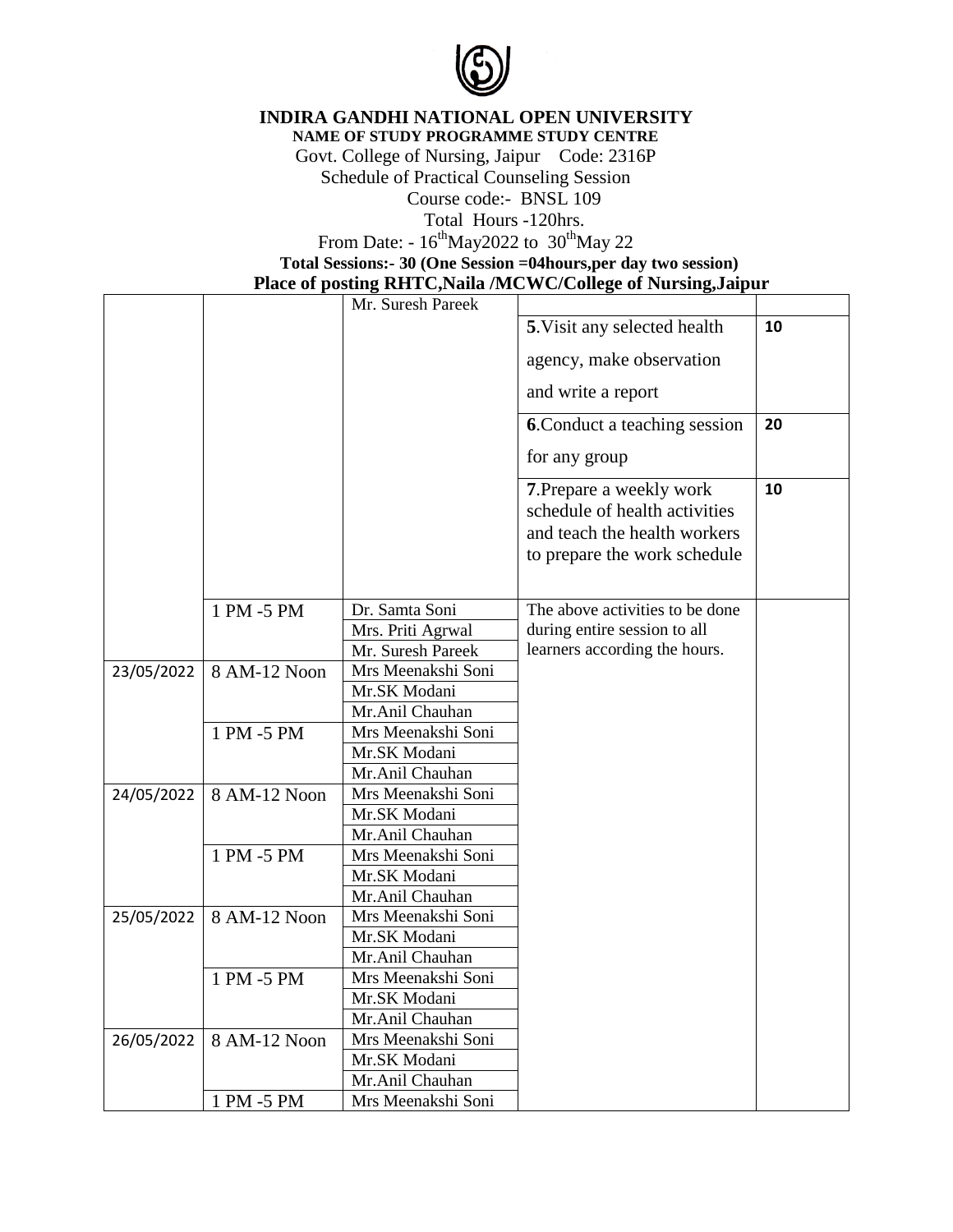# INDIRA GANDHI NATIONAL OPEN UNIVERSITY

**NAME OF STUDY PROGRAMME STUDY CENTRE**

Govt. College of Nursing, Jaipur Code: 2316P

Schedule of Practical Counseling Session

Course code:- BNSL 109

Total Hours -120hrs.

From Date: - 16th May2022 to 30th May 22

**Total Sessions:- 30 (One Session =04hours,per day two session)**

**Place of posting RHTC,Naila /MCWC/College of Nursing,Jaipur**

| | | | | |
|---|---|---|---|---|
| | | Mr. Suresh Pareek | | |
| | | | **5**.Visit any selected health agency, make observation and write a report | **10** |
| | | | **6**.Conduct a teaching session for any group | **20** |
| | | | **7**.Prepare a weekly work schedule of health activities and teach the health workers to prepare the work schedule | **10** |
| | 1 PM -5 PM | Dr. Samta Soni<br>Mrs. Priti Agrwal<br>Mr. Suresh Pareek | The above activities to be done during entire session to all learners according the hours. | |
| 23/05/2022 | 8 AM-12 Noon | Mrs Meenakshi Soni<br>Mr.SK Modani<br>Mr.Anil Chauhan | | |
| | 1 PM -5 PM | Mrs Meenakshi Soni<br>Mr.SK Modani<br>Mr.Anil Chauhan | | |
| 24/05/2022 | 8 AM-12 Noon | Mrs Meenakshi Soni<br>Mr.SK Modani<br>Mr.Anil Chauhan | | |
| | 1 PM -5 PM | Mrs Meenakshi Soni<br>Mr.SK Modani<br>Mr.Anil Chauhan | | |
| 25/05/2022 | 8 AM-12 Noon | Mrs Meenakshi Soni<br>Mr.SK Modani<br>Mr.Anil Chauhan | | |
| | 1 PM -5 PM | Mrs Meenakshi Soni<br>Mr.SK Modani<br>Mr.Anil Chauhan | | |
| 26/05/2022 | 8 AM-12 Noon | Mrs Meenakshi Soni<br>Mr.SK Modani<br>Mr.Anil Chauhan | | |
| | 1 PM -5 PM | Mrs Meenakshi Soni | | |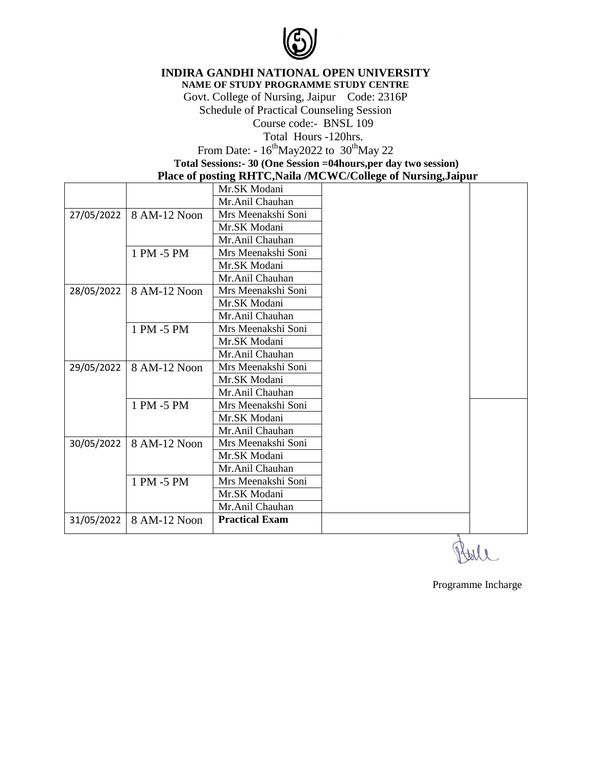# INDIRA GANDHI NATIONAL OPEN UNIVERSITY

**NAME OF STUDY PROGRAMME STUDY CENTRE**

Govt. College of Nursing, Jaipur Code: 2316P

Schedule of Practical Counseling Session

Course code:- BNSL 109

Total Hours -120hrs.

From Date: - 16th May2022 to 30th May 22

**Total Sessions:- 30 (One Session =04hours,per day two session)**

**Place of posting RHTC,Naila /MCWC/College of Nursing,Jaipur**

| | | | | |
|---|---|---|---|---|
| | | Mr.SK Modani | | |
| | | Mr.Anil Chauhan | | |
| 27/05/2022 | 8 AM-12 Noon | Mrs Meenakshi Soni | | |
| | | Mr.SK Modani | | |
| | | Mr.Anil Chauhan | | |
| | 1 PM -5 PM | Mrs Meenakshi Soni | | |
| | | Mr.SK Modani | | |
| | | Mr.Anil Chauhan | | |
| 28/05/2022 | 8 AM-12 Noon | Mrs Meenakshi Soni | | |
| | | Mr.SK Modani | | |
| | | Mr.Anil Chauhan | | |
| | 1 PM -5 PM | Mrs Meenakshi Soni | | |
| | | Mr.SK Modani | | |
| | | Mr.Anil Chauhan | | |
| 29/05/2022 | 8 AM-12 Noon | Mrs Meenakshi Soni | | |
| | | Mr.SK Modani | | |
| | | Mr.Anil Chauhan | | |
| | 1 PM -5 PM | Mrs Meenakshi Soni | | |
| | | Mr.SK Modani | | |
| | | Mr.Anil Chauhan | | |
| 30/05/2022 | 8 AM-12 Noon | Mrs Meenakshi Soni | | |
| | | Mr.SK Modani | | |
| | | Mr.Anil Chauhan | | |
| | 1 PM -5 PM | Mrs Meenakshi Soni | | |
| | | Mr.SK Modani | | |
| | | Mr.Anil Chauhan | | |
| 31/05/2022 | 8 AM-12 Noon | **Practical Exam** | | |

Programme Incharge